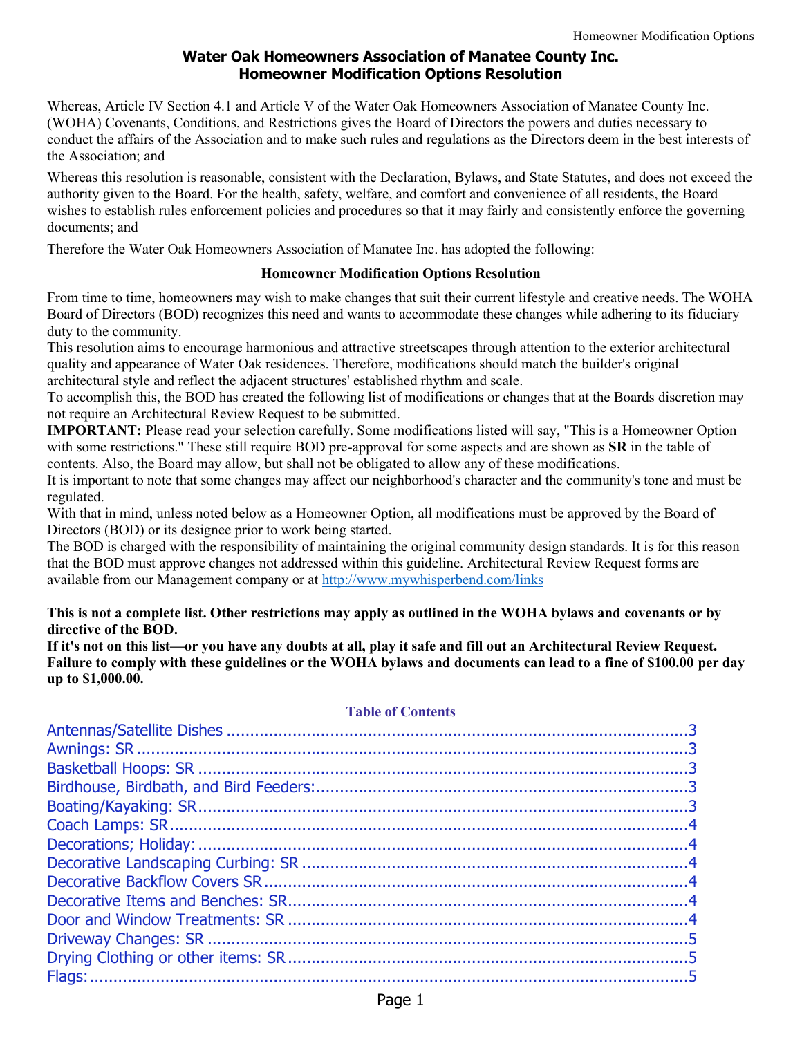# Water Oak Homeowners Association of Manatee County Inc.
# Homeowner Modification Options Resolution

Whereas, Article IV Section 4.1 and Article V of the Water Oak Homeowners Association of Manatee County Inc. (WOHA) Covenants, Conditions, and Restrictions gives the Board of Directors the powers and duties necessary to conduct the affairs of the Association and to make such rules and regulations as the Directors deem in the best interests of the Association; and

Whereas this resolution is reasonable, consistent with the Declaration, Bylaws, and State Statutes, and does not exceed the authority given to the Board. For the health, safety, welfare, and comfort and convenience of all residents, the Board wishes to establish rules enforcement policies and procedures so that it may fairly and consistently enforce the governing documents; and

Therefore the Water Oak Homeowners Association of Manatee Inc. has adopted the following:

## Homeowner Modification Options Resolution

From time to time, homeowners may wish to make changes that suit their current lifestyle and creative needs. The WOHA Board of Directors (BOD) recognizes this need and wants to accommodate these changes while adhering to its fiduciary duty to the community.

This resolution aims to encourage harmonious and attractive streetscapes through attention to the exterior architectural quality and appearance of Water Oak residences. Therefore, modifications should match the builder's original architectural style and reflect the adjacent structures' established rhythm and scale.

To accomplish this, the BOD has created the following list of modifications or changes that at the Boards discretion may not require an Architectural Review Request to be submitted.

**IMPORTANT:** Please read your selection carefully. Some modifications listed will say, "This is a Homeowner Option with some restrictions." These still require BOD pre-approval for some aspects and are shown as **SR** in the table of contents. Also, the Board may allow, but shall not be obligated to allow any of these modifications.

It is important to note that some changes may affect our neighborhood's character and the community's tone and must be regulated.

With that in mind, unless noted below as a Homeowner Option, all modifications must be approved by the Board of Directors (BOD) or its designee prior to work being started.

The BOD is charged with the responsibility of maintaining the original community design standards. It is for this reason that the BOD must approve changes not addressed within this guideline. Architectural Review Request forms are available from our Management company or at [http://www.mywhisperbend.com/links](http://www.mywhisperbend.com/links)

**This is not a complete list. Other restrictions may apply as outlined in the WOHA bylaws and covenants or by directive of the BOD.**

**If it's not on this list—or you have any doubts at all, play it safe and fill out an Architectural Review Request. Failure to comply with these guidelines or the WOHA bylaws and documents can lead to a fine of $100.00 per day up to $1,000.00.**

### Table of Contents

- Antennas/Satellite Dishes ........ 3
- Awnings: SR ........ 3
- Basketball Hoops: SR ........ 3
- Birdhouse, Birdbath, and Bird Feeders: ........ 3
- Boating/Kayaking: SR ........ 3
- Coach Lamps: SR ........ 4
- Decorations; Holiday: ........ 4
- Decorative Landscaping Curbing: SR ........ 4
- Decorative Backflow Covers SR ........ 4
- Decorative Items and Benches: SR ........ 4
- Door and Window Treatments: SR ........ 4
- Driveway Changes: SR ........ 5
- Drying Clothing or other items: SR ........ 5
- Flags: ........ 5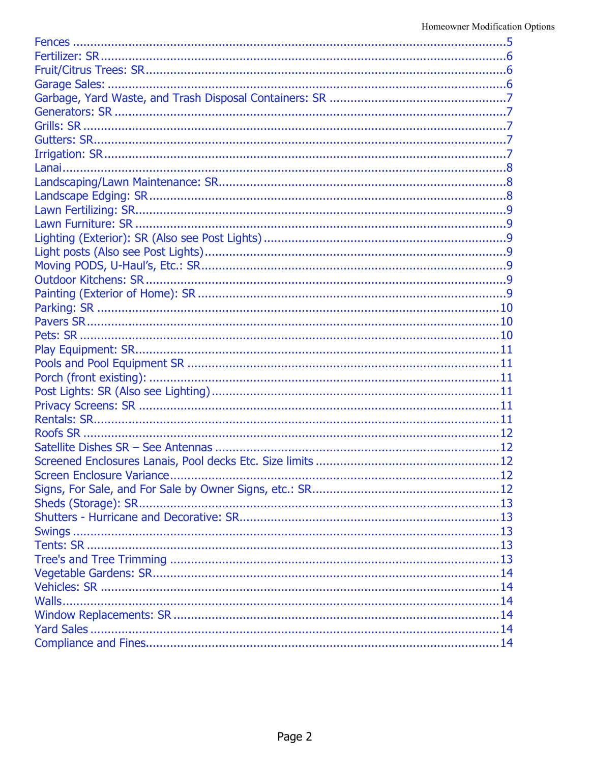Fences ....................................................................................................5
Fertilizer: SR ..........................................................................................6
Fruit/Citrus Trees: SR ...............................................................................6
Garage Sales: ..........................................................................................6
Garbage, Yard Waste, and Trash Disposal Containers: SR ..............................7
Generators: SR .........................................................................................7
Grills: SR ..................................................................................................7
Gutters: SR................................................................................................7
Irrigation: SR.............................................................................................7
Lanai .......................................................................................................8
Landscaping/Lawn Maintenance: SR...........................................................8
Landscape Edging: SR ...............................................................................8
Lawn Fertilizing: SR...................................................................................9
Lawn Furniture: SR ...................................................................................9
Lighting (Exterior): SR (Also see Post Lights) ..............................................9
Light posts (Also see Post Lights)...............................................................9
Moving PODS, U-Haul's, Etc.: SR................................................................9
Outdoor Kitchens: SR ................................................................................9
Painting (Exterior of Home): SR .................................................................9
Parking: SR .............................................................................................10
Pavers SR................................................................................................10
Pets: SR ..................................................................................................10
Play Equipment: SR..................................................................................11
Pools and Pool Equipment SR ...................................................................11
Porch (front existing): ..............................................................................11
Post Lights: SR (Also see Lighting)............................................................11
Privacy Screens: SR .................................................................................11
Rentals: SR..............................................................................................11
Roofs SR .................................................................................................12
Satellite Dishes SR – See Antennas ...........................................................12
Screened Enclosures Lanais, Pool decks Etc. Size limits ...............................12
Screen Enclosure Variance.........................................................................12
Signs, For Sale, and For Sale by Owner Signs, etc.: SR................................12
Sheds (Storage): SR..................................................................................13
Shutters - Hurricane and Decorative: SR.....................................................13
Swings ....................................................................................................13
Tents: SR ................................................................................................13
Tree's and Tree Trimming .........................................................................13
Vegetable Gardens: SR..............................................................................14
Vehicles: SR ............................................................................................14
Walls.......................................................................................................14
Window Replacements: SR ........................................................................14
Yard Sales ...............................................................................................14
Compliance and Fines................................................................................14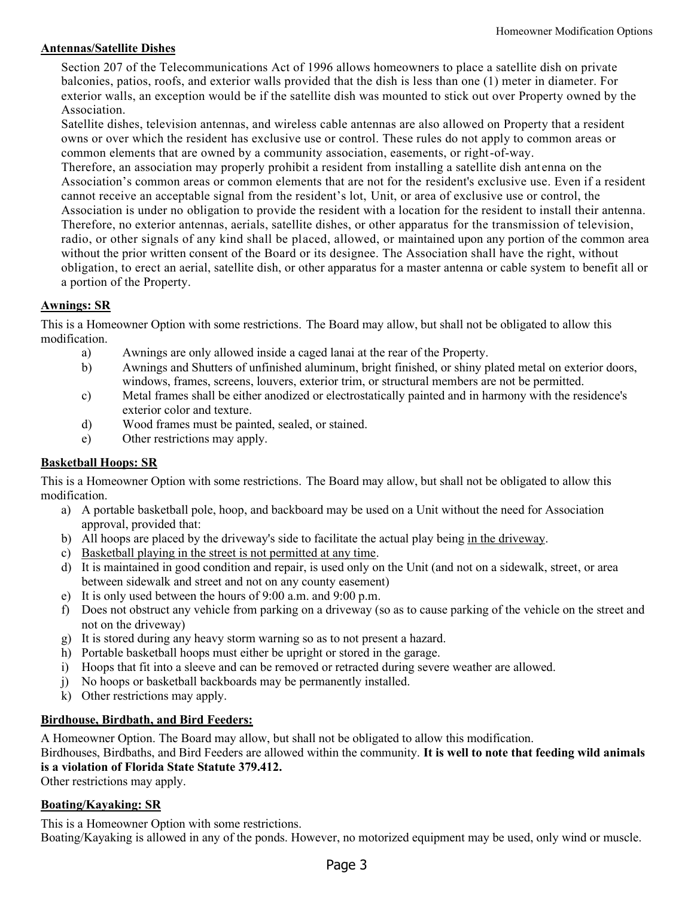**<u>Antennas/Satellite Dishes</u>**

Section 207 of the Telecommunications Act of 1996 allows homeowners to place a satellite dish on private balconies, patios, roofs, and exterior walls provided that the dish is less than one (1) meter in diameter. For exterior walls, an exception would be if the satellite dish was mounted to stick out over Property owned by the Association.

Satellite dishes, television antennas, and wireless cable antennas are also allowed on Property that a resident owns or over which the resident has exclusive use or control. These rules do not apply to common areas or common elements that are owned by a community association, easements, or right-of-way.

Therefore, an association may properly prohibit a resident from installing a satellite dish antenna on the Association's common areas or common elements that are not for the resident's exclusive use. Even if a resident cannot receive an acceptable signal from the resident's lot, Unit, or area of exclusive use or control, the Association is under no obligation to provide the resident with a location for the resident to install their antenna. Therefore, no exterior antennas, aerials, satellite dishes, or other apparatus for the transmission of television, radio, or other signals of any kind shall be placed, allowed, or maintained upon any portion of the common area without the prior written consent of the Board or its designee. The Association shall have the right, without obligation, to erect an aerial, satellite dish, or other apparatus for a master antenna or cable system to benefit all or a portion of the Property.

**<u>Awnings: SR</u>**

This is a Homeowner Option with some restrictions. The Board may allow, but shall not be obligated to allow this modification.

a) Awnings are only allowed inside a caged lanai at the rear of the Property.
b) Awnings and Shutters of unfinished aluminum, bright finished, or shiny plated metal on exterior doors, windows, frames, screens, louvers, exterior trim, or structural members are not be permitted.
c) Metal frames shall be either anodized or electrostatically painted and in harmony with the residence's exterior color and texture.
d) Wood frames must be painted, sealed, or stained.
e) Other restrictions may apply.

**<u>Basketball Hoops: SR</u>**

This is a Homeowner Option with some restrictions. The Board may allow, but shall not be obligated to allow this modification.

a) A portable basketball pole, hoop, and backboard may be used on a Unit without the need for Association approval, provided that:
b) All hoops are placed by the driveway's side to facilitate the actual play being <u>in the driveway</u>.
c) <u>Basketball playing in the street is not permitted at any time</u>.
d) It is maintained in good condition and repair, is used only on the Unit (and not on a sidewalk, street, or area between sidewalk and street and not on any county easement)
e) It is only used between the hours of 9:00 a.m. and 9:00 p.m.
f) Does not obstruct any vehicle from parking on a driveway (so as to cause parking of the vehicle on the street and not on the driveway)
g) It is stored during any heavy storm warning so as to not present a hazard.
h) Portable basketball hoops must either be upright or stored in the garage.
i) Hoops that fit into a sleeve and can be removed or retracted during severe weather are allowed.
j) No hoops or basketball backboards may be permanently installed.
k) Other restrictions may apply.

**<u>Birdhouse, Birdbath, and Bird Feeders:</u>**

A Homeowner Option. The Board may allow, but shall not be obligated to allow this modification.

Birdhouses, Birdbaths, and Bird Feeders are allowed within the community. **It is well to note that feeding wild animals is a violation of Florida State Statute 379.412.**

Other restrictions may apply.

**<u>Boating/Kayaking: SR</u>**

This is a Homeowner Option with some restrictions.

Boating/Kayaking is allowed in any of the ponds. However, no motorized equipment may be used, only wind or muscle.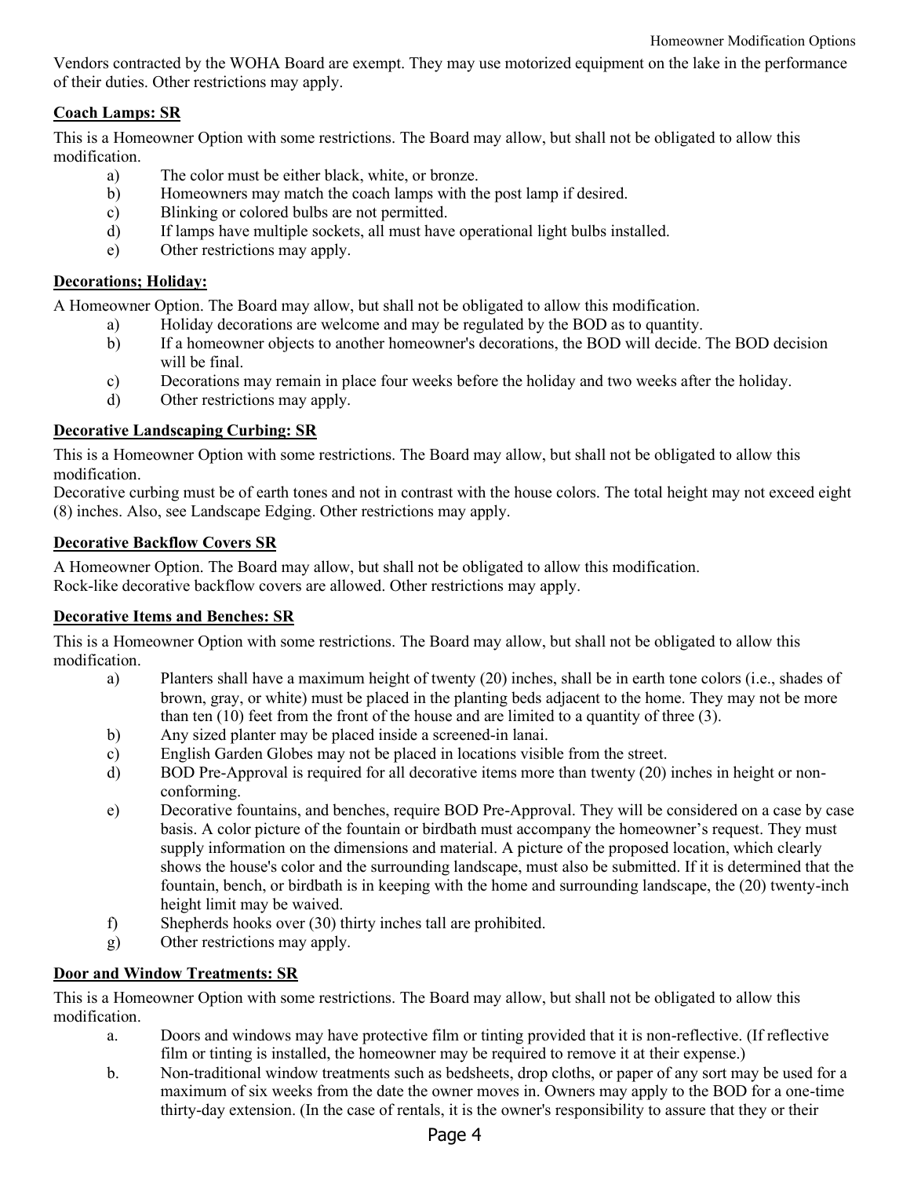Vendors contracted by the WOHA Board are exempt. They may use motorized equipment on the lake in the performance of their duties. Other restrictions may apply.

**Coach Lamps: SR**

This is a Homeowner Option with some restrictions. The Board may allow, but shall not be obligated to allow this modification.

- a) The color must be either black, white, or bronze.
- b) Homeowners may match the coach lamps with the post lamp if desired.
- c) Blinking or colored bulbs are not permitted.
- d) If lamps have multiple sockets, all must have operational light bulbs installed.
- e) Other restrictions may apply.

**Decorations; Holiday:**

A Homeowner Option. The Board may allow, but shall not be obligated to allow this modification.

- a) Holiday decorations are welcome and may be regulated by the BOD as to quantity.
- b) If a homeowner objects to another homeowner's decorations, the BOD will decide. The BOD decision will be final.
- c) Decorations may remain in place four weeks before the holiday and two weeks after the holiday.
- d) Other restrictions may apply.

**Decorative Landscaping Curbing: SR**

This is a Homeowner Option with some restrictions. The Board may allow, but shall not be obligated to allow this modification.

Decorative curbing must be of earth tones and not in contrast with the house colors. The total height may not exceed eight (8) inches. Also, see Landscape Edging. Other restrictions may apply.

**Decorative Backflow Covers SR**

A Homeowner Option. The Board may allow, but shall not be obligated to allow this modification.

Rock-like decorative backflow covers are allowed. Other restrictions may apply.

**Decorative Items and Benches: SR**

This is a Homeowner Option with some restrictions. The Board may allow, but shall not be obligated to allow this modification.

- a) Planters shall have a maximum height of twenty (20) inches, shall be in earth tone colors (i.e., shades of brown, gray, or white) must be placed in the planting beds adjacent to the home. They may not be more than ten (10) feet from the front of the house and are limited to a quantity of three (3).
- b) Any sized planter may be placed inside a screened-in lanai.
- c) English Garden Globes may not be placed in locations visible from the street.
- d) BOD Pre-Approval is required for all decorative items more than twenty (20) inches in height or non-conforming.
- e) Decorative fountains, and benches, require BOD Pre-Approval. They will be considered on a case by case basis. A color picture of the fountain or birdbath must accompany the homeowner's request. They must supply information on the dimensions and material. A picture of the proposed location, which clearly shows the house's color and the surrounding landscape, must also be submitted. If it is determined that the fountain, bench, or birdbath is in keeping with the home and surrounding landscape, the (20) twenty-inch height limit may be waived.
- f) Shepherds hooks over (30) thirty inches tall are prohibited.
- g) Other restrictions may apply.

**Door and Window Treatments: SR**

This is a Homeowner Option with some restrictions. The Board may allow, but shall not be obligated to allow this modification.

- a. Doors and windows may have protective film or tinting provided that it is non-reflective. (If reflective film or tinting is installed, the homeowner may be required to remove it at their expense.)
- b. Non-traditional window treatments such as bedsheets, drop cloths, or paper of any sort may be used for a maximum of six weeks from the date the owner moves in. Owners may apply to the BOD for a one-time thirty-day extension. (In the case of rentals, it is the owner's responsibility to assure that they or their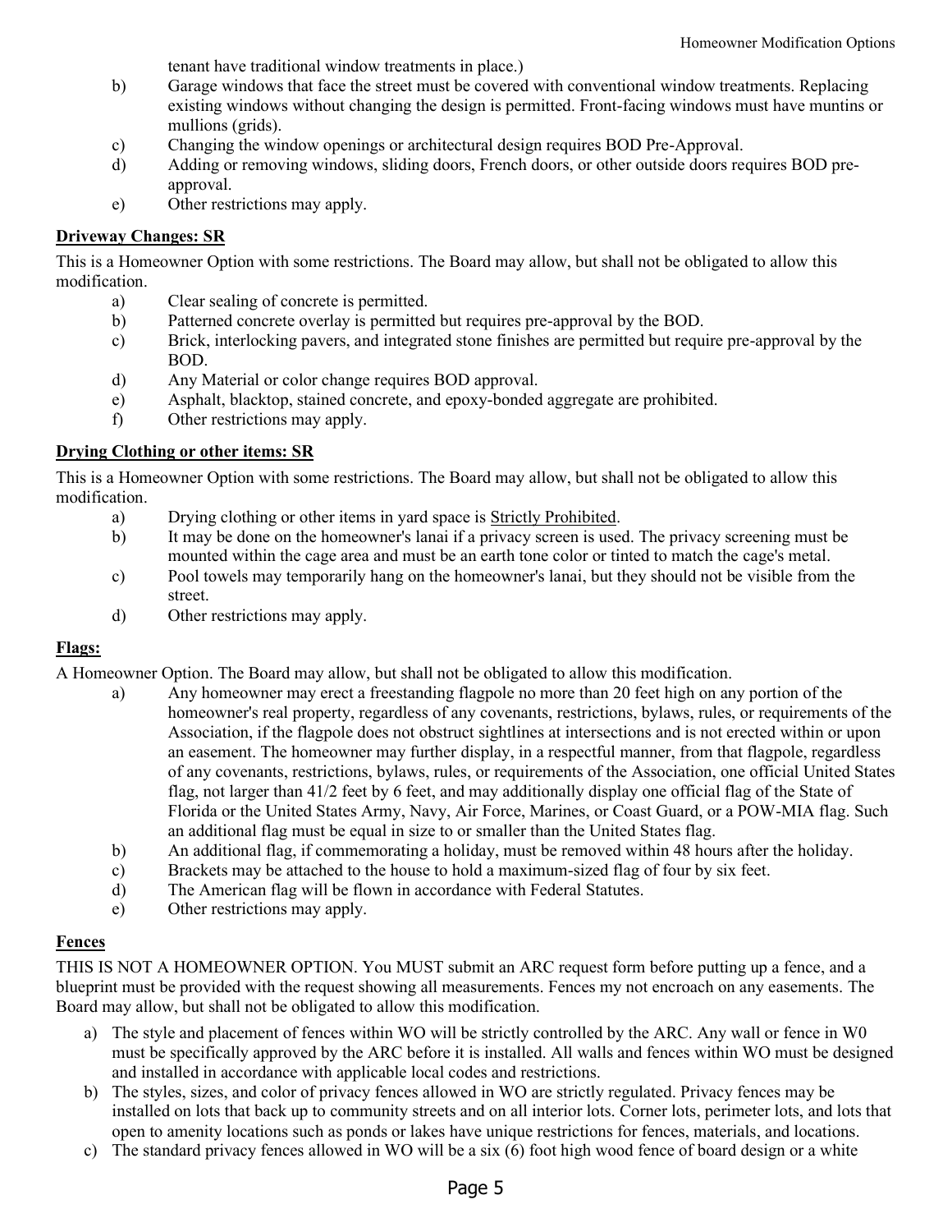tenant have traditional window treatments in place.)

b) Garage windows that face the street must be covered with conventional window treatments. Replacing existing windows without changing the design is permitted. Front-facing windows must have muntins or mullions (grids).

c) Changing the window openings or architectural design requires BOD Pre-Approval.

d) Adding or removing windows, sliding doors, French doors, or other outside doors requires BOD pre-approval.

e) Other restrictions may apply.

**Driveway Changes: SR**

This is a Homeowner Option with some restrictions. The Board may allow, but shall not be obligated to allow this modification.

a) Clear sealing of concrete is permitted.

b) Patterned concrete overlay is permitted but requires pre-approval by the BOD.

c) Brick, interlocking pavers, and integrated stone finishes are permitted but require pre-approval by the BOD.

d) Any Material or color change requires BOD approval.

e) Asphalt, blacktop, stained concrete, and epoxy-bonded aggregate are prohibited.

f) Other restrictions may apply.

**Drying Clothing or other items: SR**

This is a Homeowner Option with some restrictions. The Board may allow, but shall not be obligated to allow this modification.

a) Drying clothing or other items in yard space is Strictly Prohibited.

b) It may be done on the homeowner's lanai if a privacy screen is used. The privacy screening must be mounted within the cage area and must be an earth tone color or tinted to match the cage's metal.

c) Pool towels may temporarily hang on the homeowner's lanai, but they should not be visible from the street.

d) Other restrictions may apply.

**Flags:**

A Homeowner Option. The Board may allow, but shall not be obligated to allow this modification.

a) Any homeowner may erect a freestanding flagpole no more than 20 feet high on any portion of the homeowner's real property, regardless of any covenants, restrictions, bylaws, rules, or requirements of the Association, if the flagpole does not obstruct sightlines at intersections and is not erected within or upon an easement. The homeowner may further display, in a respectful manner, from that flagpole, regardless of any covenants, restrictions, bylaws, rules, or requirements of the Association, one official United States flag, not larger than 41/2 feet by 6 feet, and may additionally display one official flag of the State of Florida or the United States Army, Navy, Air Force, Marines, or Coast Guard, or a POW-MIA flag. Such an additional flag must be equal in size to or smaller than the United States flag.

b) An additional flag, if commemorating a holiday, must be removed within 48 hours after the holiday.

c) Brackets may be attached to the house to hold a maximum-sized flag of four by six feet.

d) The American flag will be flown in accordance with Federal Statutes.

e) Other restrictions may apply.

**Fences**

THIS IS NOT A HOMEOWNER OPTION. You MUST submit an ARC request form before putting up a fence, and a blueprint must be provided with the request showing all measurements. Fences my not encroach on any easements. The Board may allow, but shall not be obligated to allow this modification.

a) The style and placement of fences within WO will be strictly controlled by the ARC. Any wall or fence in W0 must be specifically approved by the ARC before it is installed. All walls and fences within WO must be designed and installed in accordance with applicable local codes and restrictions.

b) The styles, sizes, and color of privacy fences allowed in WO are strictly regulated. Privacy fences may be installed on lots that back up to community streets and on all interior lots. Corner lots, perimeter lots, and lots that open to amenity locations such as ponds or lakes have unique restrictions for fences, materials, and locations.

c) The standard privacy fences allowed in WO will be a six (6) foot high wood fence of board design or a white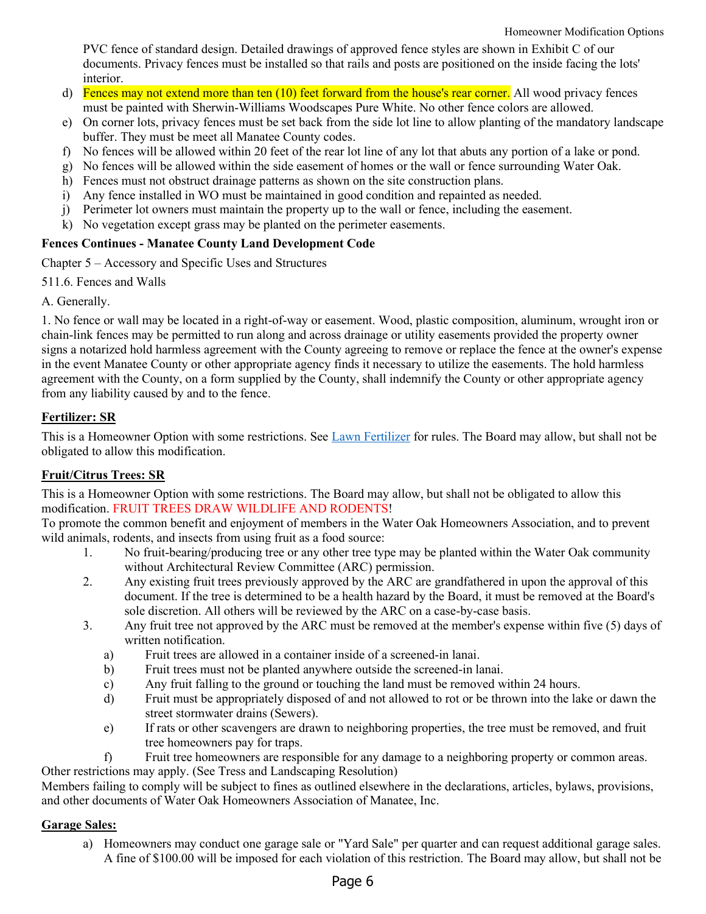PVC fence of standard design. Detailed drawings of approved fence styles are shown in Exhibit C of our documents. Privacy fences must be installed so that rails and posts are positioned on the inside facing the lots' interior.

d) Fences may not extend more than ten (10) feet forward from the house's rear corner. All wood privacy fences must be painted with Sherwin-Williams Woodscapes Pure White. No other fence colors are allowed.

e) On corner lots, privacy fences must be set back from the side lot line to allow planting of the mandatory landscape buffer. They must be meet all Manatee County codes.

f) No fences will be allowed within 20 feet of the rear lot line of any lot that abuts any portion of a lake or pond.

g) No fences will be allowed within the side easement of homes or the wall or fence surrounding Water Oak.

h) Fences must not obstruct drainage patterns as shown on the site construction plans.

i) Any fence installed in WO must be maintained in good condition and repainted as needed.

j) Perimeter lot owners must maintain the property up to the wall or fence, including the easement.

k) No vegetation except grass may be planted on the perimeter easements.

**Fences Continues - Manatee County Land Development Code**

Chapter 5 – Accessory and Specific Uses and Structures

511.6. Fences and Walls

A. Generally.

1. No fence or wall may be located in a right-of-way or easement. Wood, plastic composition, aluminum, wrought iron or chain-link fences may be permitted to run along and across drainage or utility easements provided the property owner signs a notarized hold harmless agreement with the County agreeing to remove or replace the fence at the owner's expense in the event Manatee County or other appropriate agency finds it necessary to utilize the easements. The hold harmless agreement with the County, on a form supplied by the County, shall indemnify the County or other appropriate agency from any liability caused by and to the fence.

**Fertilizer: SR**

This is a Homeowner Option with some restrictions. See Lawn Fertilizer for rules. The Board may allow, but shall not be obligated to allow this modification.

**Fruit/Citrus Trees: SR**

This is a Homeowner Option with some restrictions. The Board may allow, but shall not be obligated to allow this modification. FRUIT TREES DRAW WILDLIFE AND RODENTS!

To promote the common benefit and enjoyment of members in the Water Oak Homeowners Association, and to prevent wild animals, rodents, and insects from using fruit as a food source:

1. No fruit-bearing/producing tree or any other tree type may be planted within the Water Oak community without Architectural Review Committee (ARC) permission.
2. Any existing fruit trees previously approved by the ARC are grandfathered in upon the approval of this document. If the tree is determined to be a health hazard by the Board, it must be removed at the Board's sole discretion. All others will be reviewed by the ARC on a case-by-case basis.
3. Any fruit tree not approved by the ARC must be removed at the member's expense within five (5) days of written notification.
   a) Fruit trees are allowed in a container inside of a screened-in lanai.
   b) Fruit trees must not be planted anywhere outside the screened-in lanai.
   c) Any fruit falling to the ground or touching the land must be removed within 24 hours.
   d) Fruit must be appropriately disposed of and not allowed to rot or be thrown into the lake or dawn the street stormwater drains (Sewers).
   e) If rats or other scavengers are drawn to neighboring properties, the tree must be removed, and fruit tree homeowners pay for traps.
   f) Fruit tree homeowners are responsible for any damage to a neighboring property or common areas.

Other restrictions may apply. (See Tress and Landscaping Resolution)

Members failing to comply will be subject to fines as outlined elsewhere in the declarations, articles, bylaws, provisions, and other documents of Water Oak Homeowners Association of Manatee, Inc.

**Garage Sales:**

a) Homeowners may conduct one garage sale or "Yard Sale" per quarter and can request additional garage sales. A fine of $100.00 will be imposed for each violation of this restriction. The Board may allow, but shall not be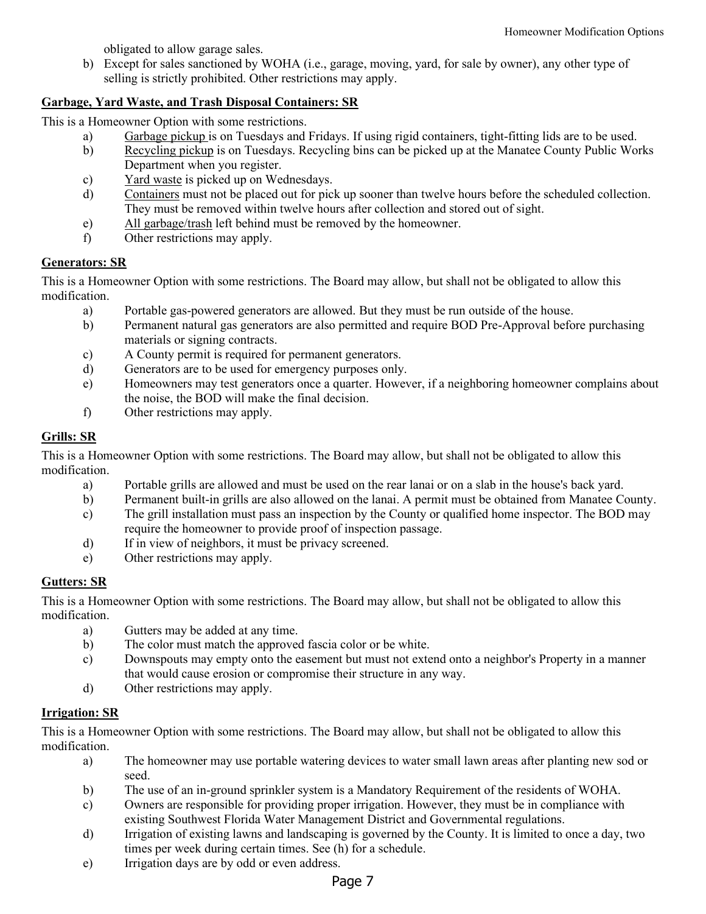obligated to allow garage sales.

b) Except for sales sanctioned by WOHA (i.e., garage, moving, yard, for sale by owner), any other type of selling is strictly prohibited. Other restrictions may apply.

**Garbage, Yard Waste, and Trash Disposal Containers: SR**

This is a Homeowner Option with some restrictions.

a) Garbage pickup is on Tuesdays and Fridays. If using rigid containers, tight-fitting lids are to be used.
b) Recycling pickup is on Tuesdays. Recycling bins can be picked up at the Manatee County Public Works Department when you register.
c) Yard waste is picked up on Wednesdays.
d) Containers must not be placed out for pick up sooner than twelve hours before the scheduled collection. They must be removed within twelve hours after collection and stored out of sight.
e) All garbage/trash left behind must be removed by the homeowner.
f) Other restrictions may apply.

**Generators: SR**

This is a Homeowner Option with some restrictions. The Board may allow, but shall not be obligated to allow this modification.

a) Portable gas-powered generators are allowed. But they must be run outside of the house.
b) Permanent natural gas generators are also permitted and require BOD Pre-Approval before purchasing materials or signing contracts.
c) A County permit is required for permanent generators.
d) Generators are to be used for emergency purposes only.
e) Homeowners may test generators once a quarter. However, if a neighboring homeowner complains about the noise, the BOD will make the final decision.
f) Other restrictions may apply.

**Grills: SR**

This is a Homeowner Option with some restrictions. The Board may allow, but shall not be obligated to allow this modification.

a) Portable grills are allowed and must be used on the rear lanai or on a slab in the house's back yard.
b) Permanent built-in grills are also allowed on the lanai. A permit must be obtained from Manatee County.
c) The grill installation must pass an inspection by the County or qualified home inspector. The BOD may require the homeowner to provide proof of inspection passage.
d) If in view of neighbors, it must be privacy screened.
e) Other restrictions may apply.

**Gutters: SR**

This is a Homeowner Option with some restrictions. The Board may allow, but shall not be obligated to allow this modification.

a) Gutters may be added at any time.
b) The color must match the approved fascia color or be white.
c) Downspouts may empty onto the easement but must not extend onto a neighbor's Property in a manner that would cause erosion or compromise their structure in any way.
d) Other restrictions may apply.

**Irrigation: SR**

This is a Homeowner Option with some restrictions. The Board may allow, but shall not be obligated to allow this modification.

a) The homeowner may use portable watering devices to water small lawn areas after planting new sod or seed.
b) The use of an in-ground sprinkler system is a Mandatory Requirement of the residents of WOHA.
c) Owners are responsible for providing proper irrigation. However, they must be in compliance with existing Southwest Florida Water Management District and Governmental regulations.
d) Irrigation of existing lawns and landscaping is governed by the County. It is limited to once a day, two times per week during certain times. See (h) for a schedule.
e) Irrigation days are by odd or even address.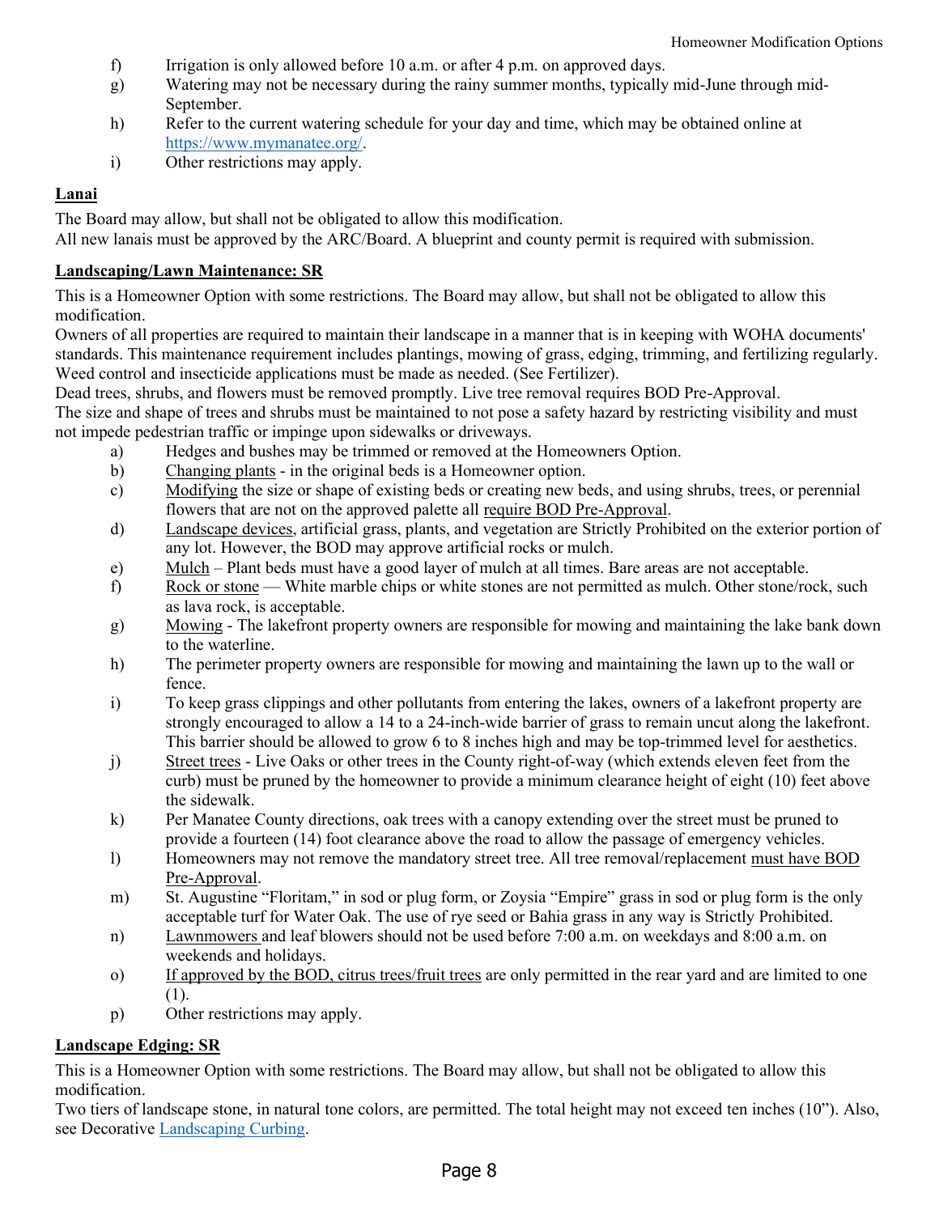f) Irrigation is only allowed before 10 a.m. or after 4 p.m. on approved days.

g) Watering may not be necessary during the rainy summer months, typically mid-June through mid-September.

h) Refer to the current watering schedule for your day and time, which may be obtained online at https://www.mymanatee.org/.

i) Other restrictions may apply.

**Lanai**

The Board may allow, but shall not be obligated to allow this modification.
All new lanais must be approved by the ARC/Board. A blueprint and county permit is required with submission.

**Landscaping/Lawn Maintenance: SR**

This is a Homeowner Option with some restrictions. The Board may allow, but shall not be obligated to allow this modification.
Owners of all properties are required to maintain their landscape in a manner that is in keeping with WOHA documents' standards. This maintenance requirement includes plantings, mowing of grass, edging, trimming, and fertilizing regularly. Weed control and insecticide applications must be made as needed. (See Fertilizer).
Dead trees, shrubs, and flowers must be removed promptly. Live tree removal requires BOD Pre-Approval.
The size and shape of trees and shrubs must be maintained to not pose a safety hazard by restricting visibility and must not impede pedestrian traffic or impinge upon sidewalks or driveways.

a) Hedges and bushes may be trimmed or removed at the Homeowners Option.

b) Changing plants - in the original beds is a Homeowner option.

c) Modifying the size or shape of existing beds or creating new beds, and using shrubs, trees, or perennial flowers that are not on the approved palette all require BOD Pre-Approval.

d) Landscape devices, artificial grass, plants, and vegetation are Strictly Prohibited on the exterior portion of any lot. However, the BOD may approve artificial rocks or mulch.

e) Mulch – Plant beds must have a good layer of mulch at all times. Bare areas are not acceptable.

f) Rock or stone — White marble chips or white stones are not permitted as mulch. Other stone/rock, such as lava rock, is acceptable.

g) Mowing - The lakefront property owners are responsible for mowing and maintaining the lake bank down to the waterline.

h) The perimeter property owners are responsible for mowing and maintaining the lawn up to the wall or fence.

i) To keep grass clippings and other pollutants from entering the lakes, owners of a lakefront property are strongly encouraged to allow a 14 to a 24-inch-wide barrier of grass to remain uncut along the lakefront. This barrier should be allowed to grow 6 to 8 inches high and may be top-trimmed level for aesthetics.

j) Street trees - Live Oaks or other trees in the County right-of-way (which extends eleven feet from the curb) must be pruned by the homeowner to provide a minimum clearance height of eight (10) feet above the sidewalk.

k) Per Manatee County directions, oak trees with a canopy extending over the street must be pruned to provide a fourteen (14) foot clearance above the road to allow the passage of emergency vehicles.

l) Homeowners may not remove the mandatory street tree. All tree removal/replacement must have BOD Pre-Approval.

m) St. Augustine "Floritam," in sod or plug form, or Zoysia "Empire" grass in sod or plug form is the only acceptable turf for Water Oak. The use of rye seed or Bahia grass in any way is Strictly Prohibited.

n) Lawnmowers and leaf blowers should not be used before 7:00 a.m. on weekdays and 8:00 a.m. on weekends and holidays.

o) If approved by the BOD, citrus trees/fruit trees are only permitted in the rear yard and are limited to one (1).

p) Other restrictions may apply.

**Landscape Edging: SR**

This is a Homeowner Option with some restrictions. The Board may allow, but shall not be obligated to allow this modification.
Two tiers of landscape stone, in natural tone colors, are permitted. The total height may not exceed ten inches (10"). Also, see Decorative Landscaping Curbing.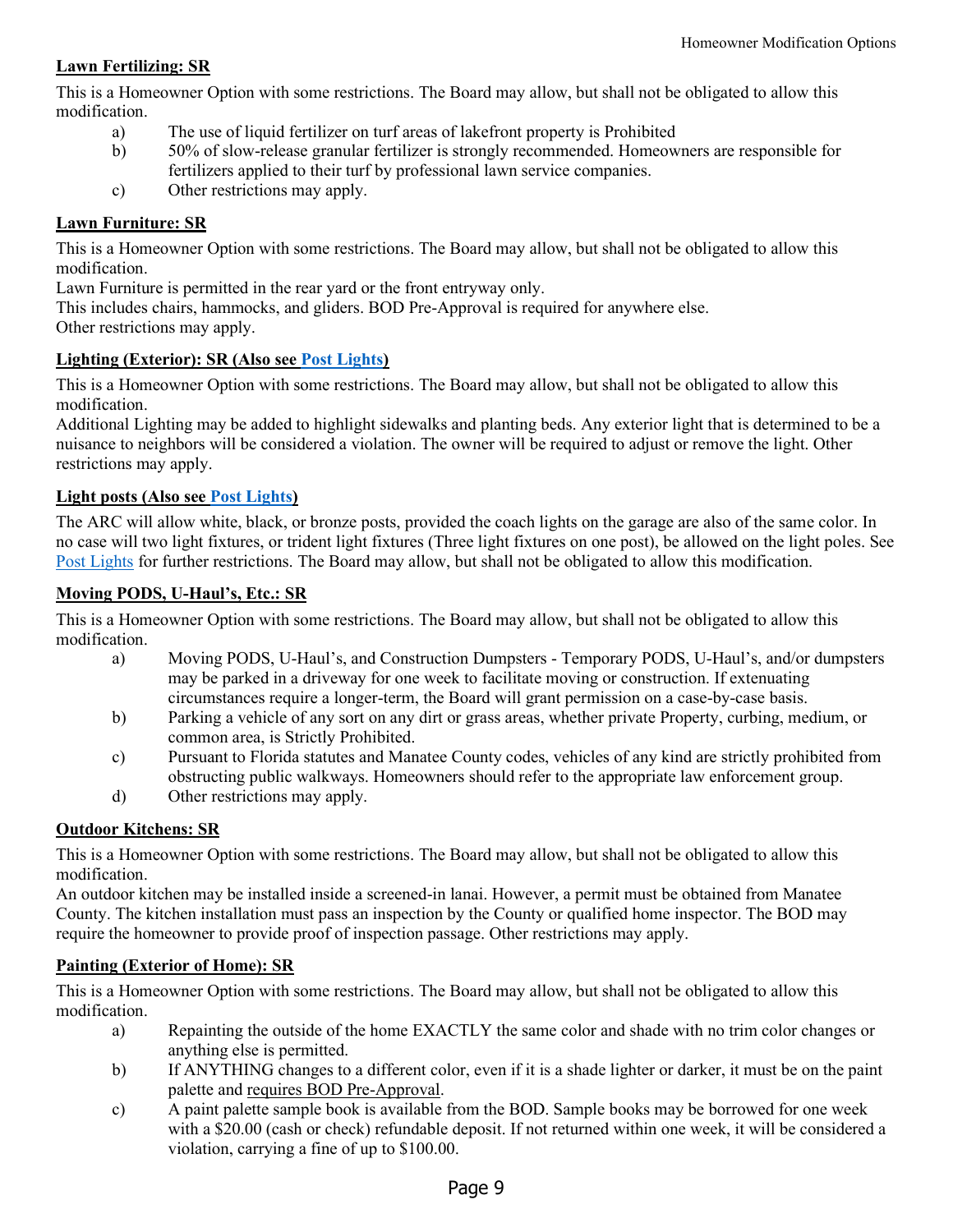**<u>Lawn Fertilizing: SR</u>**

This is a Homeowner Option with some restrictions. The Board may allow, but shall not be obligated to allow this modification.

a) The use of liquid fertilizer on turf areas of lakefront property is Prohibited
b) 50% of slow-release granular fertilizer is strongly recommended. Homeowners are responsible for fertilizers applied to their turf by professional lawn service companies.
c) Other restrictions may apply.

**<u>Lawn Furniture: SR</u>**

This is a Homeowner Option with some restrictions. The Board may allow, but shall not be obligated to allow this modification.

Lawn Furniture is permitted in the rear yard or the front entryway only.

This includes chairs, hammocks, and gliders. BOD Pre-Approval is required for anywhere else.

Other restrictions may apply.

**<u>Lighting (Exterior): SR (Also see Post Lights)</u>**

This is a Homeowner Option with some restrictions. The Board may allow, but shall not be obligated to allow this modification.

Additional Lighting may be added to highlight sidewalks and planting beds. Any exterior light that is determined to be a nuisance to neighbors will be considered a violation. The owner will be required to adjust or remove the light. Other restrictions may apply.

**<u>Light posts (Also see Post Lights)</u>**

The ARC will allow white, black, or bronze posts, provided the coach lights on the garage are also of the same color. In no case will two light fixtures, or trident light fixtures (Three light fixtures on one post), be allowed on the light poles. See Post Lights for further restrictions. The Board may allow, but shall not be obligated to allow this modification.

**<u>Moving PODS, U-Haul's, Etc.: SR</u>**

This is a Homeowner Option with some restrictions. The Board may allow, but shall not be obligated to allow this modification.

a) Moving PODS, U-Haul's, and Construction Dumpsters - Temporary PODS, U-Haul's, and/or dumpsters may be parked in a driveway for one week to facilitate moving or construction. If extenuating circumstances require a longer-term, the Board will grant permission on a case-by-case basis.
b) Parking a vehicle of any sort on any dirt or grass areas, whether private Property, curbing, medium, or common area, is Strictly Prohibited.
c) Pursuant to Florida statutes and Manatee County codes, vehicles of any kind are strictly prohibited from obstructing public walkways. Homeowners should refer to the appropriate law enforcement group.
d) Other restrictions may apply.

**<u>Outdoor Kitchens: SR</u>**

This is a Homeowner Option with some restrictions. The Board may allow, but shall not be obligated to allow this modification.

An outdoor kitchen may be installed inside a screened-in lanai. However, a permit must be obtained from Manatee County. The kitchen installation must pass an inspection by the County or qualified home inspector. The BOD may require the homeowner to provide proof of inspection passage. Other restrictions may apply.

**<u>Painting (Exterior of Home): SR</u>**

This is a Homeowner Option with some restrictions. The Board may allow, but shall not be obligated to allow this modification.

a) Repainting the outside of the home EXACTLY the same color and shade with no trim color changes or anything else is permitted.
b) If ANYTHING changes to a different color, even if it is a shade lighter or darker, it must be on the paint palette and <u>requires BOD Pre-Approval</u>.
c) A paint palette sample book is available from the BOD. Sample books may be borrowed for one week with a $20.00 (cash or check) refundable deposit. If not returned within one week, it will be considered a violation, carrying a fine of up to $100.00.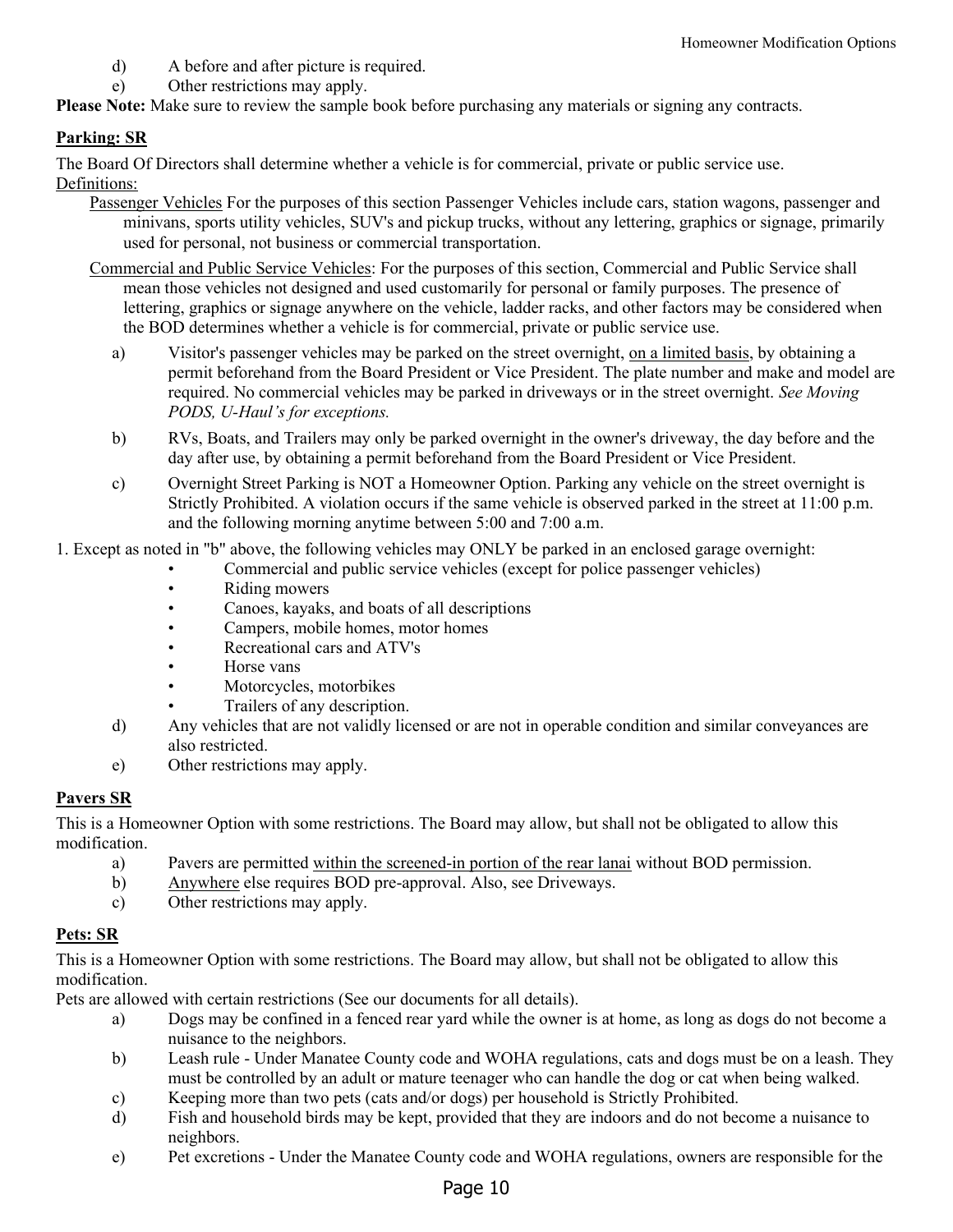d) A before and after picture is required.

e) Other restrictions may apply.

**Please Note:** Make sure to review the sample book before purchasing any materials or signing any contracts.

## Parking: SR

The Board Of Directors shall determine whether a vehicle is for commercial, private or public service use.

Definitions:

Passenger Vehicles For the purposes of this section Passenger Vehicles include cars, station wagons, passenger and minivans, sports utility vehicles, SUV's and pickup trucks, without any lettering, graphics or signage, primarily used for personal, not business or commercial transportation.

Commercial and Public Service Vehicles: For the purposes of this section, Commercial and Public Service shall mean those vehicles not designed and used customarily for personal or family purposes. The presence of lettering, graphics or signage anywhere on the vehicle, ladder racks, and other factors may be considered when the BOD determines whether a vehicle is for commercial, private or public service use.

a) Visitor's passenger vehicles may be parked on the street overnight, on a limited basis, by obtaining a permit beforehand from the Board President or Vice President. The plate number and make and model are required. No commercial vehicles may be parked in driveways or in the street overnight. *See Moving PODS, U-Haul's for exceptions.*

b) RVs, Boats, and Trailers may only be parked overnight in the owner's driveway, the day before and the day after use, by obtaining a permit beforehand from the Board President or Vice President.

c) Overnight Street Parking is NOT a Homeowner Option. Parking any vehicle on the street overnight is Strictly Prohibited. A violation occurs if the same vehicle is observed parked in the street at 11:00 p.m. and the following morning anytime between 5:00 and 7:00 a.m.

1. Except as noted in "b" above, the following vehicles may ONLY be parked in an enclosed garage overnight:
   - Commercial and public service vehicles (except for police passenger vehicles)
   - Riding mowers
   - Canoes, kayaks, and boats of all descriptions
   - Campers, mobile homes, motor homes
   - Recreational cars and ATV's
   - Horse vans
   - Motorcycles, motorbikes
   - Trailers of any description.

d) Any vehicles that are not validly licensed or are not in operable condition and similar conveyances are also restricted.

e) Other restrictions may apply.

## Pavers SR

This is a Homeowner Option with some restrictions. The Board may allow, but shall not be obligated to allow this modification.

a) Pavers are permitted within the screened-in portion of the rear lanai without BOD permission.

b) Anywhere else requires BOD pre-approval. Also, see Driveways.

c) Other restrictions may apply.

## Pets: SR

This is a Homeowner Option with some restrictions. The Board may allow, but shall not be obligated to allow this modification.

Pets are allowed with certain restrictions (See our documents for all details).

a) Dogs may be confined in a fenced rear yard while the owner is at home, as long as dogs do not become a nuisance to the neighbors.

b) Leash rule - Under Manatee County code and WOHA regulations, cats and dogs must be on a leash. They must be controlled by an adult or mature teenager who can handle the dog or cat when being walked.

c) Keeping more than two pets (cats and/or dogs) per household is Strictly Prohibited.

d) Fish and household birds may be kept, provided that they are indoors and do not become a nuisance to neighbors.

e) Pet excretions - Under the Manatee County code and WOHA regulations, owners are responsible for the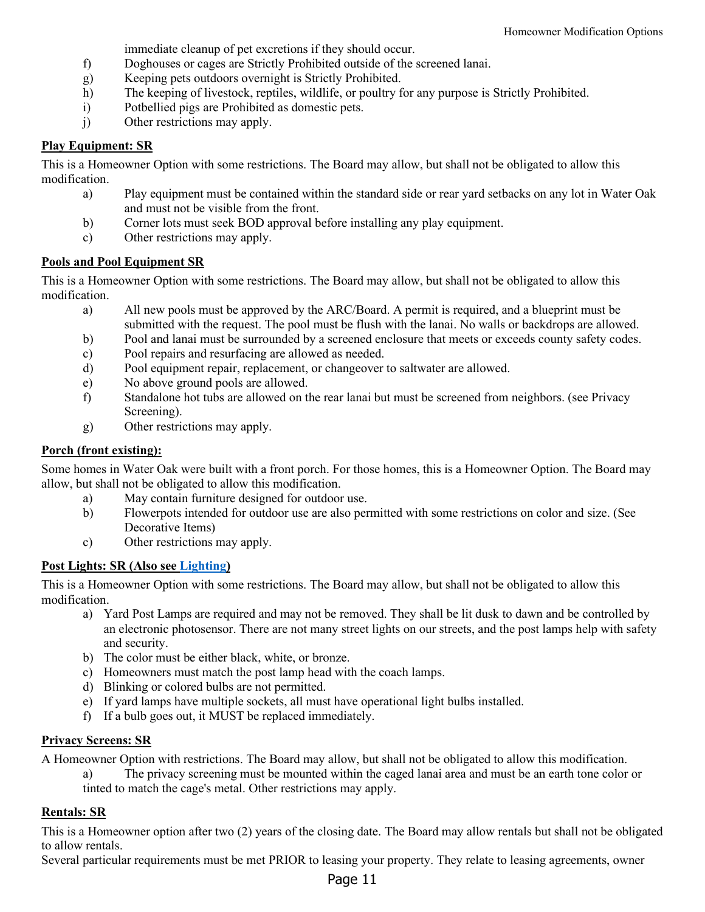immediate cleanup of pet excretions if they should occur.

f) Doghouses or cages are Strictly Prohibited outside of the screened lanai.
g) Keeping pets outdoors overnight is Strictly Prohibited.
h) The keeping of livestock, reptiles, wildlife, or poultry for any purpose is Strictly Prohibited.
i) Potbellied pigs are Prohibited as domestic pets.
j) Other restrictions may apply.

**Play Equipment: SR**

This is a Homeowner Option with some restrictions. The Board may allow, but shall not be obligated to allow this modification.

a) Play equipment must be contained within the standard side or rear yard setbacks on any lot in Water Oak and must not be visible from the front.
b) Corner lots must seek BOD approval before installing any play equipment.
c) Other restrictions may apply.

**Pools and Pool Equipment SR**

This is a Homeowner Option with some restrictions. The Board may allow, but shall not be obligated to allow this modification.

a) All new pools must be approved by the ARC/Board. A permit is required, and a blueprint must be submitted with the request. The pool must be flush with the lanai. No walls or backdrops are allowed.
b) Pool and lanai must be surrounded by a screened enclosure that meets or exceeds county safety codes.
c) Pool repairs and resurfacing are allowed as needed.
d) Pool equipment repair, replacement, or changeover to saltwater are allowed.
e) No above ground pools are allowed.
f) Standalone hot tubs are allowed on the rear lanai but must be screened from neighbors. (see Privacy Screening).
g) Other restrictions may apply.

**Porch (front existing):**

Some homes in Water Oak were built with a front porch. For those homes, this is a Homeowner Option. The Board may allow, but shall not be obligated to allow this modification.

a) May contain furniture designed for outdoor use.
b) Flowerpots intended for outdoor use are also permitted with some restrictions on color and size. (See Decorative Items)
c) Other restrictions may apply.

**Post Lights: SR (Also see Lighting)**

This is a Homeowner Option with some restrictions. The Board may allow, but shall not be obligated to allow this modification.

a) Yard Post Lamps are required and may not be removed. They shall be lit dusk to dawn and be controlled by an electronic photosensor. There are not many street lights on our streets, and the post lamps help with safety and security.
b) The color must be either black, white, or bronze.
c) Homeowners must match the post lamp head with the coach lamps.
d) Blinking or colored bulbs are not permitted.
e) If yard lamps have multiple sockets, all must have operational light bulbs installed.
f) If a bulb goes out, it MUST be replaced immediately.

**Privacy Screens: SR**

A Homeowner Option with restrictions. The Board may allow, but shall not be obligated to allow this modification.

a) The privacy screening must be mounted within the caged lanai area and must be an earth tone color or tinted to match the cage's metal. Other restrictions may apply.

**Rentals: SR**

This is a Homeowner option after two (2) years of the closing date. The Board may allow rentals but shall not be obligated to allow rentals.

Several particular requirements must be met PRIOR to leasing your property. They relate to leasing agreements, owner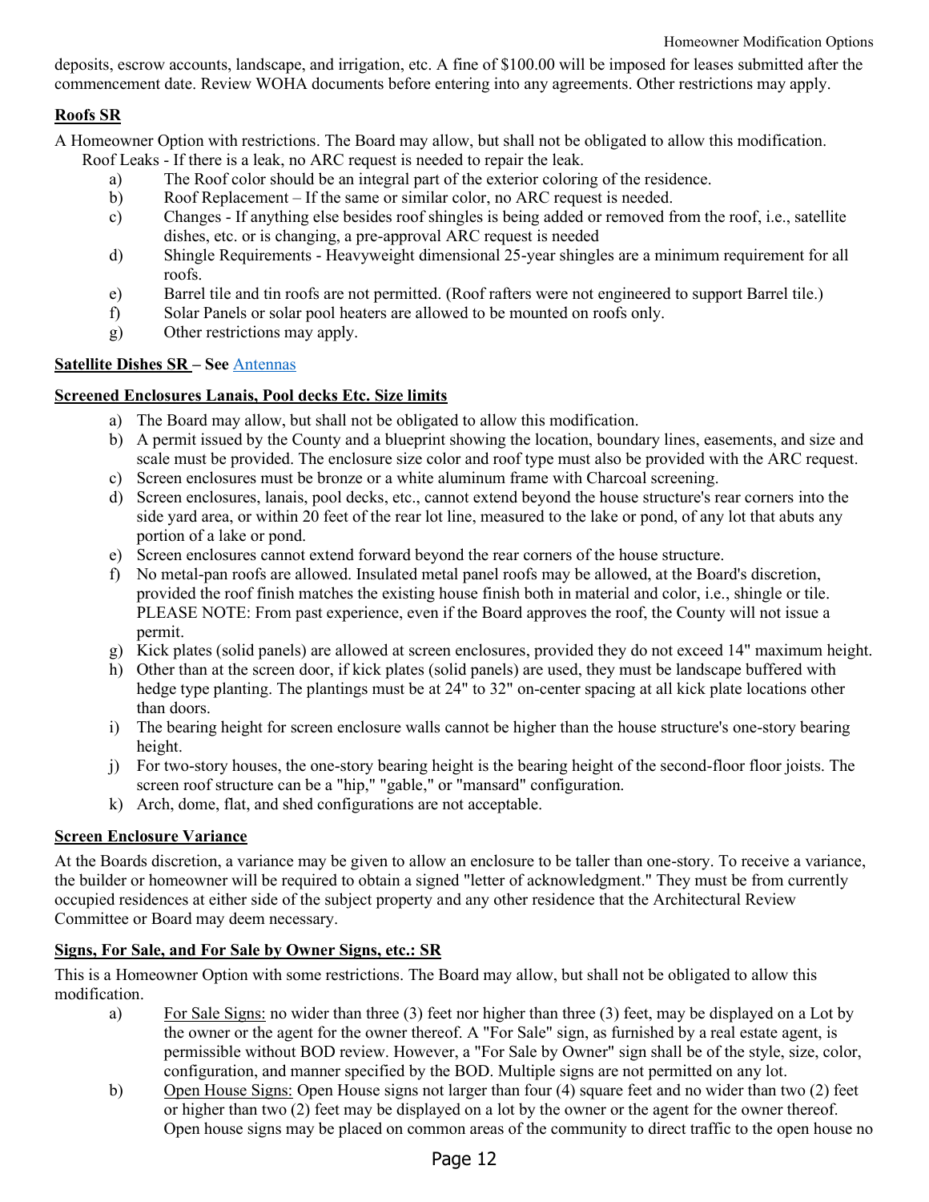deposits, escrow accounts, landscape, and irrigation, etc. A fine of $100.00 will be imposed for leases submitted after the commencement date. Review WOHA documents before entering into any agreements. Other restrictions may apply.

**Roofs SR**

A Homeowner Option with restrictions. The Board may allow, but shall not be obligated to allow this modification.

Roof Leaks - If there is a leak, no ARC request is needed to repair the leak.

a) The Roof color should be an integral part of the exterior coloring of the residence.
b) Roof Replacement – If the same or similar color, no ARC request is needed.
c) Changes - If anything else besides roof shingles is being added or removed from the roof, i.e., satellite dishes, etc. or is changing, a pre-approval ARC request is needed
d) Shingle Requirements - Heavyweight dimensional 25-year shingles are a minimum requirement for all roofs.
e) Barrel tile and tin roofs are not permitted. (Roof rafters were not engineered to support Barrel tile.)
f) Solar Panels or solar pool heaters are allowed to be mounted on roofs only.
g) Other restrictions may apply.

**Satellite Dishes SR – See** Antennas

**Screened Enclosures Lanais, Pool decks Etc. Size limits**

a) The Board may allow, but shall not be obligated to allow this modification.
b) A permit issued by the County and a blueprint showing the location, boundary lines, easements, and size and scale must be provided. The enclosure size color and roof type must also be provided with the ARC request.
c) Screen enclosures must be bronze or a white aluminum frame with Charcoal screening.
d) Screen enclosures, lanais, pool decks, etc., cannot extend beyond the house structure's rear corners into the side yard area, or within 20 feet of the rear lot line, measured to the lake or pond, of any lot that abuts any portion of a lake or pond.
e) Screen enclosures cannot extend forward beyond the rear corners of the house structure.
f) No metal-pan roofs are allowed. Insulated metal panel roofs may be allowed, at the Board's discretion, provided the roof finish matches the existing house finish both in material and color, i.e., shingle or tile. PLEASE NOTE: From past experience, even if the Board approves the roof, the County will not issue a permit.
g) Kick plates (solid panels) are allowed at screen enclosures, provided they do not exceed 14" maximum height.
h) Other than at the screen door, if kick plates (solid panels) are used, they must be landscape buffered with hedge type planting. The plantings must be at 24" to 32" on-center spacing at all kick plate locations other than doors.
i) The bearing height for screen enclosure walls cannot be higher than the house structure's one-story bearing height.
j) For two-story houses, the one-story bearing height is the bearing height of the second-floor floor joists. The screen roof structure can be a "hip," "gable," or "mansard" configuration.
k) Arch, dome, flat, and shed configurations are not acceptable.

**Screen Enclosure Variance**

At the Boards discretion, a variance may be given to allow an enclosure to be taller than one-story. To receive a variance, the builder or homeowner will be required to obtain a signed "letter of acknowledgment." They must be from currently occupied residences at either side of the subject property and any other residence that the Architectural Review Committee or Board may deem necessary.

**Signs, For Sale, and For Sale by Owner Signs, etc.: SR**

This is a Homeowner Option with some restrictions. The Board may allow, but shall not be obligated to allow this modification.

a) For Sale Signs: no wider than three (3) feet nor higher than three (3) feet, may be displayed on a Lot by the owner or the agent for the owner thereof. A "For Sale" sign, as furnished by a real estate agent, is permissible without BOD review. However, a "For Sale by Owner" sign shall be of the style, size, color, configuration, and manner specified by the BOD. Multiple signs are not permitted on any lot.
b) Open House Signs: Open House signs not larger than four (4) square feet and no wider than two (2) feet or higher than two (2) feet may be displayed on a lot by the owner or the agent for the owner thereof. Open house signs may be placed on common areas of the community to direct traffic to the open house no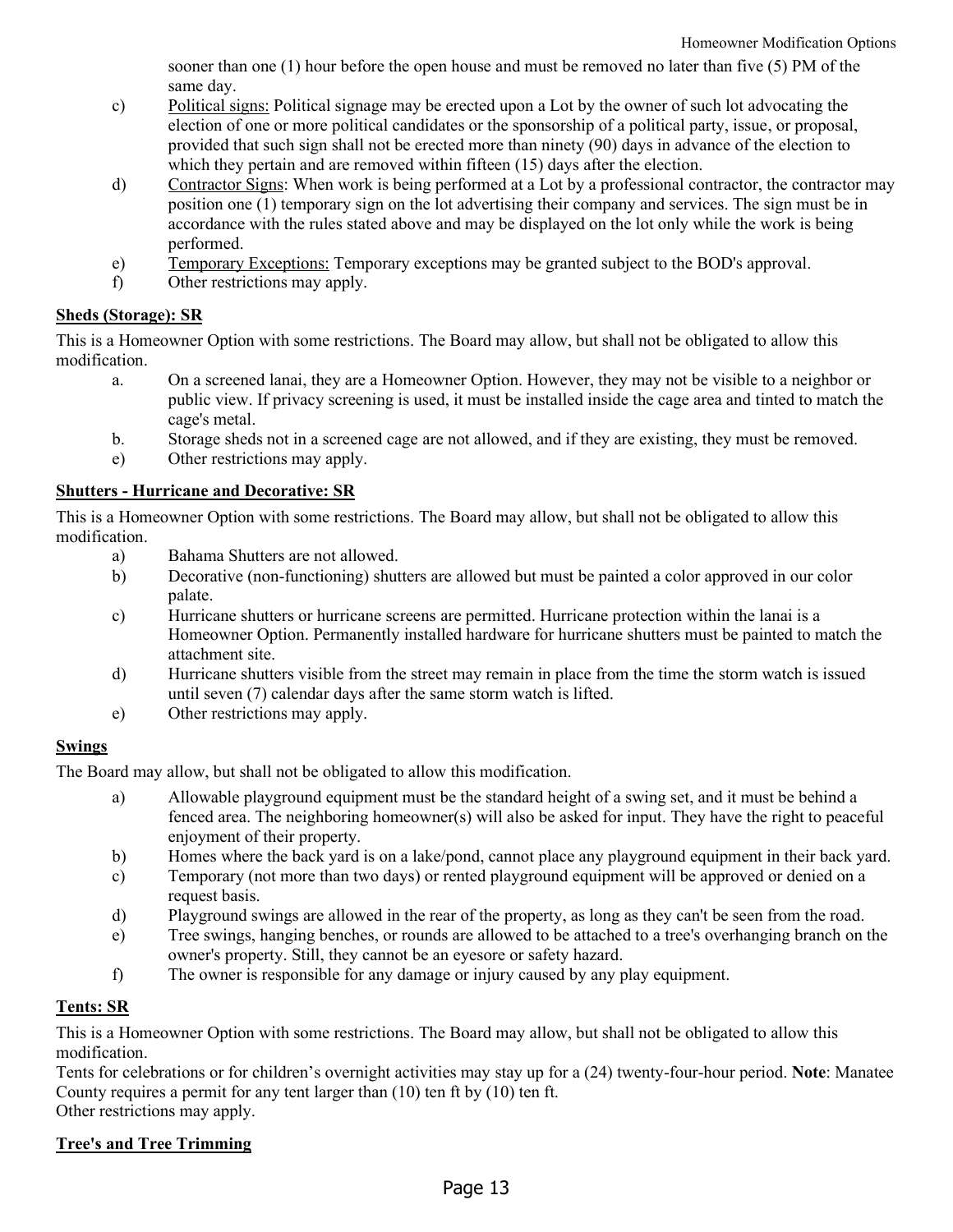sooner than one (1) hour before the open house and must be removed no later than five (5) PM of the same day.

c) Political signs: Political signage may be erected upon a Lot by the owner of such lot advocating the election of one or more political candidates or the sponsorship of a political party, issue, or proposal, provided that such sign shall not be erected more than ninety (90) days in advance of the election to which they pertain and are removed within fifteen (15) days after the election.

d) Contractor Signs: When work is being performed at a Lot by a professional contractor, the contractor may position one (1) temporary sign on the lot advertising their company and services. The sign must be in accordance with the rules stated above and may be displayed on the lot only while the work is being performed.

e) Temporary Exceptions: Temporary exceptions may be granted subject to the BOD's approval.

f) Other restrictions may apply.

**Sheds (Storage): SR**

This is a Homeowner Option with some restrictions. The Board may allow, but shall not be obligated to allow this modification.

a. On a screened lanai, they are a Homeowner Option. However, they may not be visible to a neighbor or public view. If privacy screening is used, it must be installed inside the cage area and tinted to match the cage's metal.

b. Storage sheds not in a screened cage are not allowed, and if they are existing, they must be removed.

e) Other restrictions may apply.

**Shutters - Hurricane and Decorative: SR**

This is a Homeowner Option with some restrictions. The Board may allow, but shall not be obligated to allow this modification.

a) Bahama Shutters are not allowed.

b) Decorative (non-functioning) shutters are allowed but must be painted a color approved in our color palate.

c) Hurricane shutters or hurricane screens are permitted. Hurricane protection within the lanai is a Homeowner Option. Permanently installed hardware for hurricane shutters must be painted to match the attachment site.

d) Hurricane shutters visible from the street may remain in place from the time the storm watch is issued until seven (7) calendar days after the same storm watch is lifted.

e) Other restrictions may apply.

**Swings**

The Board may allow, but shall not be obligated to allow this modification.

a) Allowable playground equipment must be the standard height of a swing set, and it must be behind a fenced area. The neighboring homeowner(s) will also be asked for input. They have the right to peaceful enjoyment of their property.

b) Homes where the back yard is on a lake/pond, cannot place any playground equipment in their back yard.

c) Temporary (not more than two days) or rented playground equipment will be approved or denied on a request basis.

d) Playground swings are allowed in the rear of the property, as long as they can't be seen from the road.

e) Tree swings, hanging benches, or rounds are allowed to be attached to a tree's overhanging branch on the owner's property. Still, they cannot be an eyesore or safety hazard.

f) The owner is responsible for any damage or injury caused by any play equipment.

**Tents: SR**

This is a Homeowner Option with some restrictions. The Board may allow, but shall not be obligated to allow this modification.

Tents for celebrations or for children's overnight activities may stay up for a (24) twenty-four-hour period. **Note**: Manatee County requires a permit for any tent larger than (10) ten ft by (10) ten ft.

Other restrictions may apply.

**Tree's and Tree Trimming**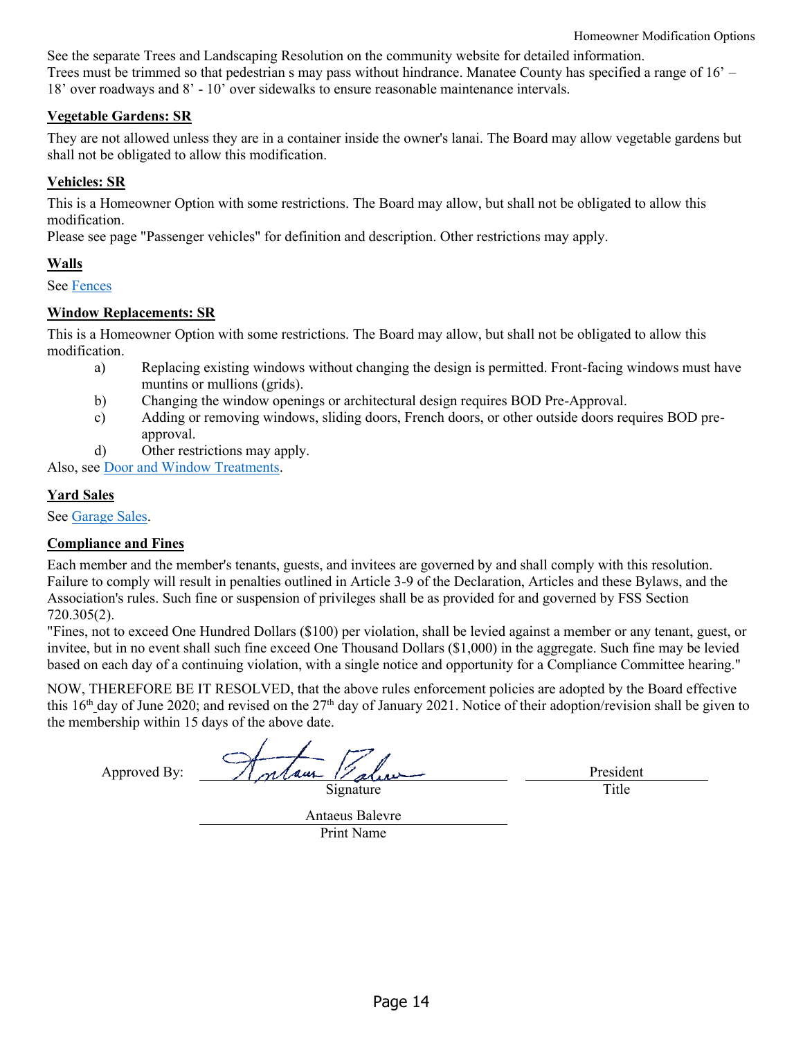See the separate Trees and Landscaping Resolution on the community website for detailed information.
Trees must be trimmed so that pedestrian s may pass without hindrance. Manatee County has specified a range of 16' – 18' over roadways and 8' - 10' over sidewalks to ensure reasonable maintenance intervals.

### Vegetable Gardens: SR

They are not allowed unless they are in a container inside the owner's lanai. The Board may allow vegetable gardens but shall not be obligated to allow this modification.

### Vehicles: SR

This is a Homeowner Option with some restrictions. The Board may allow, but shall not be obligated to allow this modification.
Please see page "Passenger vehicles" for definition and description. Other restrictions may apply.

### Walls

See Fences

### Window Replacements: SR

This is a Homeowner Option with some restrictions. The Board may allow, but shall not be obligated to allow this modification.

a) Replacing existing windows without changing the design is permitted. Front-facing windows must have muntins or mullions (grids).
b) Changing the window openings or architectural design requires BOD Pre-Approval.
c) Adding or removing windows, sliding doors, French doors, or other outside doors requires BOD pre-approval.
d) Other restrictions may apply.

Also, see Door and Window Treatments.

### Yard Sales

See Garage Sales.

### Compliance and Fines

Each member and the member's tenants, guests, and invitees are governed by and shall comply with this resolution. Failure to comply will result in penalties outlined in Article 3-9 of the Declaration, Articles and these Bylaws, and the Association's rules. Such fine or suspension of privileges shall be as provided for and governed by FSS Section 720.305(2).
"Fines, not to exceed One Hundred Dollars ($100) per violation, shall be levied against a member or any tenant, guest, or invitee, but in no event shall such fine exceed One Thousand Dollars ($1,000) in the aggregate. Such fine may be levied based on each day of a continuing violation, with a single notice and opportunity for a Compliance Committee hearing."

NOW, THEREFORE BE IT RESOLVED, that the above rules enforcement policies are adopted by the Board effective this 16th day of June 2020; and revised on the 27th day of January 2021. Notice of their adoption/revision shall be given to the membership within 15 days of the above date.

Approved By: ____________________ (Signature) President (Title)

Antaeus Balevre
Print Name